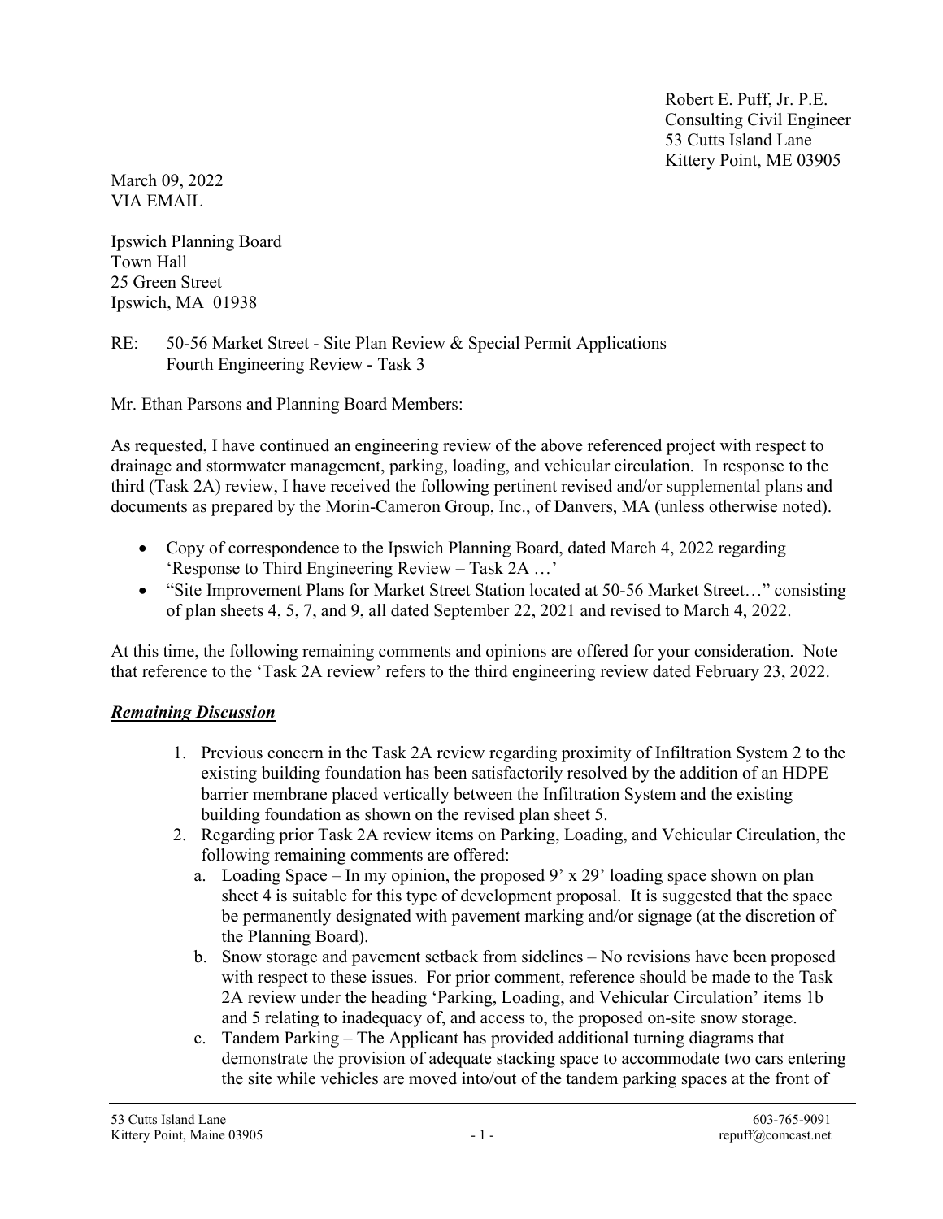Robert E. Puff, Jr. P.E.
Consulting Civil Engineer
53 Cutts Island Lane
Kittery Point, ME 03905

March 09, 2022
VIA EMAIL

Ipswich Planning Board
Town Hall
25 Green Street
Ipswich, MA 01938

RE: 50-56 Market Street - Site Plan Review & Special Permit Applications
Fourth Engineering Review - Task 3

Mr. Ethan Parsons and Planning Board Members:

As requested, I have continued an engineering review of the above referenced project with respect to drainage and stormwater management, parking, loading, and vehicular circulation. In response to the third (Task 2A) review, I have received the following pertinent revised and/or supplemental plans and documents as prepared by the Morin-Cameron Group, Inc., of Danvers, MA (unless otherwise noted).

- Copy of correspondence to the Ipswich Planning Board, dated March 4, 2022 regarding 'Response to Third Engineering Review – Task 2A …'
- "Site Improvement Plans for Market Street Station located at 50-56 Market Street…" consisting of plan sheets 4, 5, 7, and 9, all dated September 22, 2021 and revised to March 4, 2022.

At this time, the following remaining comments and opinions are offered for your consideration. Note that reference to the 'Task 2A review' refers to the third engineering review dated February 23, 2022.

***Remaining Discussion***

1. Previous concern in the Task 2A review regarding proximity of Infiltration System 2 to the existing building foundation has been satisfactorily resolved by the addition of an HDPE barrier membrane placed vertically between the Infiltration System and the existing building foundation as shown on the revised plan sheet 5.
2. Regarding prior Task 2A review items on Parking, Loading, and Vehicular Circulation, the following remaining comments are offered:
   a. Loading Space – In my opinion, the proposed 9' x 29' loading space shown on plan sheet 4 is suitable for this type of development proposal. It is suggested that the space be permanently designated with pavement marking and/or signage (at the discretion of the Planning Board).
   b. Snow storage and pavement setback from sidelines – No revisions have been proposed with respect to these issues. For prior comment, reference should be made to the Task 2A review under the heading 'Parking, Loading, and Vehicular Circulation' items 1b and 5 relating to inadequacy of, and access to, the proposed on-site snow storage.
   c. Tandem Parking – The Applicant has provided additional turning diagrams that demonstrate the provision of adequate stacking space to accommodate two cars entering the site while vehicles are moved into/out of the tandem parking spaces at the front of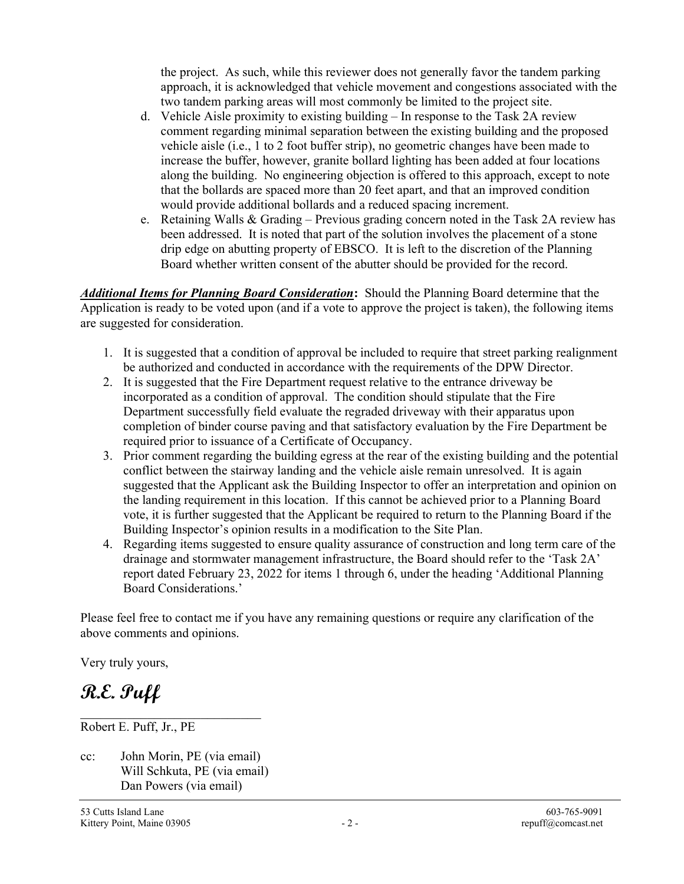the project. As such, while this reviewer does not generally favor the tandem parking approach, it is acknowledged that vehicle movement and congestions associated with the two tandem parking areas will most commonly be limited to the project site.

d. Vehicle Aisle proximity to existing building – In response to the Task 2A review comment regarding minimal separation between the existing building and the proposed vehicle aisle (i.e., 1 to 2 foot buffer strip), no geometric changes have been made to increase the buffer, however, granite bollard lighting has been added at four locations along the building. No engineering objection is offered to this approach, except to note that the bollards are spaced more than 20 feet apart, and that an improved condition would provide additional bollards and a reduced spacing increment.

e. Retaining Walls & Grading – Previous grading concern noted in the Task 2A review has been addressed. It is noted that part of the solution involves the placement of a stone drip edge on abutting property of EBSCO. It is left to the discretion of the Planning Board whether written consent of the abutter should be provided for the record.

***Additional Items for Planning Board Consideration*:** Should the Planning Board determine that the Application is ready to be voted upon (and if a vote to approve the project is taken), the following items are suggested for consideration.

1. It is suggested that a condition of approval be included to require that street parking realignment be authorized and conducted in accordance with the requirements of the DPW Director.
2. It is suggested that the Fire Department request relative to the entrance driveway be incorporated as a condition of approval. The condition should stipulate that the Fire Department successfully field evaluate the regraded driveway with their apparatus upon completion of binder course paving and that satisfactory evaluation by the Fire Department be required prior to issuance of a Certificate of Occupancy.
3. Prior comment regarding the building egress at the rear of the existing building and the potential conflict between the stairway landing and the vehicle aisle remain unresolved. It is again suggested that the Applicant ask the Building Inspector to offer an interpretation and opinion on the landing requirement in this location. If this cannot be achieved prior to a Planning Board vote, it is further suggested that the Applicant be required to return to the Planning Board if the Building Inspector's opinion results in a modification to the Site Plan.
4. Regarding items suggested to ensure quality assurance of construction and long term care of the drainage and stormwater management infrastructure, the Board should refer to the 'Task 2A' report dated February 23, 2022 for items 1 through 6, under the heading 'Additional Planning Board Considerations.'

Please feel free to contact me if you have any remaining questions or require any clarification of the above comments and opinions.

Very truly yours,

*R.E. Puff*

Robert E. Puff, Jr., PE

cc: John Morin, PE (via email)
Will Schkuta, PE (via email)
Dan Powers (via email)

53 Cutts Island Lane
Kittery Point, Maine 03905

603-765-9091
repuff@comcast.net